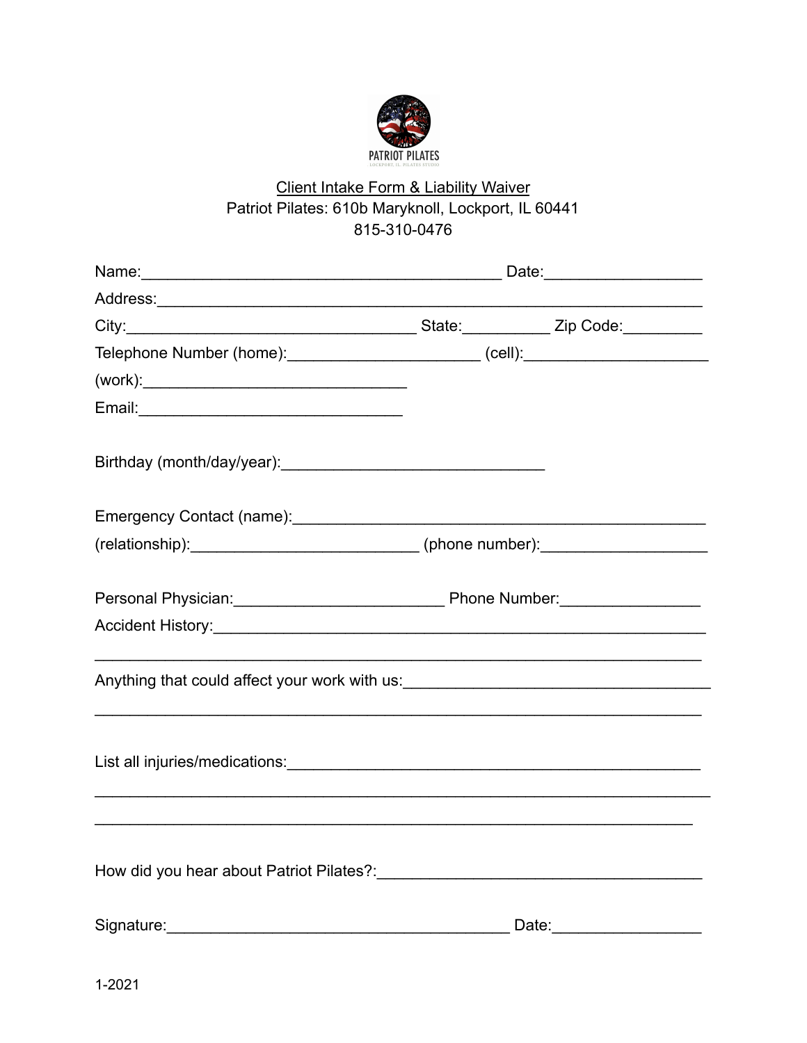PATRIOT PILATES

# Client Intake Form & Liability Waiver

Patriot Pilates: 610b Maryknoll, Lockport, IL 60441

815-310-0476

Name:__________________________________________ Date:__________________

Address:_______________________________________________________________

City:__________________________________ State:__________ Zip Code:_________

Telephone Number (home):______________________ (cell):_____________________

(work):______________________________

Email:______________________________

Birthday (month/day/year):______________________________

Emergency Contact (name):______________________________________________

(relationship):__________________________ (phone number):___________________

Personal Physician:________________________ Phone Number:________________

Accident History:___________________________________________________________

_____________________________________________________________________

Anything that could affect your work with us:___________________________________

_____________________________________________________________________

List all injuries/medications:_______________________________________________

_____________________________________________________________________

_____________________________________________________________________

How did you hear about Patriot Pilates?:_____________________________________

Signature:_______________________________________ Date:_________________

1-2021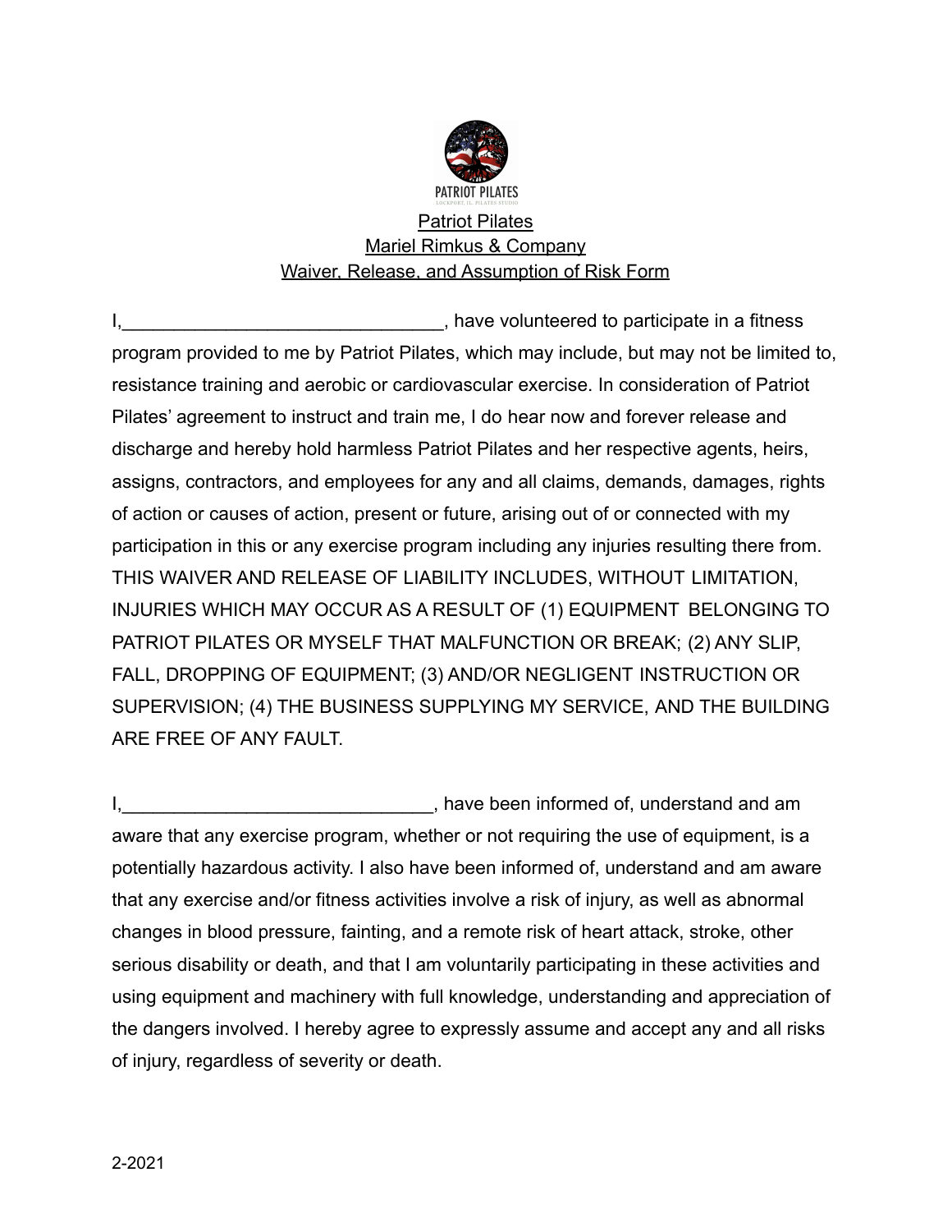PATRIOT PILATES

LOCKPORT, IL PILATES STUDIO

Patriot Pilates
Mariel Rimkus & Company
Waiver, Release, and Assumption of Risk Form

I,_______________________________, have volunteered to participate in a fitness program provided to me by Patriot Pilates, which may include, but may not be limited to, resistance training and aerobic or cardiovascular exercise. In consideration of Patriot Pilates' agreement to instruct and train me, I do hear now and forever release and discharge and hereby hold harmless Patriot Pilates and her respective agents, heirs, assigns, contractors, and employees for any and all claims, demands, damages, rights of action or causes of action, present or future, arising out of or connected with my participation in this or any exercise program including any injuries resulting there from. THIS WAIVER AND RELEASE OF LIABILITY INCLUDES, WITHOUT LIMITATION, INJURIES WHICH MAY OCCUR AS A RESULT OF (1) EQUIPMENT BELONGING TO PATRIOT PILATES OR MYSELF THAT MALFUNCTION OR BREAK; (2) ANY SLIP, FALL, DROPPING OF EQUIPMENT; (3) AND/OR NEGLIGENT INSTRUCTION OR SUPERVISION; (4) THE BUSINESS SUPPLYING MY SERVICE, AND THE BUILDING ARE FREE OF ANY FAULT.

I,______________________________, have been informed of, understand and am aware that any exercise program, whether or not requiring the use of equipment, is a potentially hazardous activity. I also have been informed of, understand and am aware that any exercise and/or fitness activities involve a risk of injury, as well as abnormal changes in blood pressure, fainting, and a remote risk of heart attack, stroke, other serious disability or death, and that I am voluntarily participating in these activities and using equipment and machinery with full knowledge, understanding and appreciation of the dangers involved. I hereby agree to expressly assume and accept any and all risks of injury, regardless of severity or death.

2-2021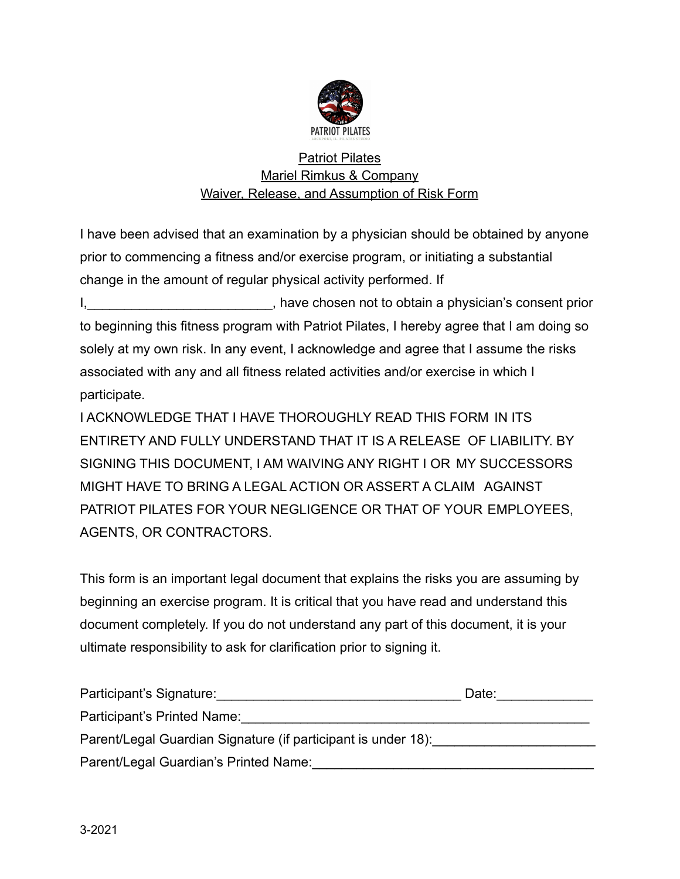PATRIOT PILATES

Patriot Pilates
Mariel Rimkus & Company
Waiver, Release, and Assumption of Risk Form

I have been advised that an examination by a physician should be obtained by anyone prior to commencing a fitness and/or exercise program, or initiating a substantial change in the amount of regular physical activity performed. If I,_________________________, have chosen not to obtain a physician's consent prior to beginning this fitness program with Patriot Pilates, I hereby agree that I am doing so solely at my own risk. In any event, I acknowledge and agree that I assume the risks associated with any and all fitness related activities and/or exercise in which I participate.

I ACKNOWLEDGE THAT I HAVE THOROUGHLY READ THIS FORM IN ITS ENTIRETY AND FULLY UNDERSTAND THAT IT IS A RELEASE OF LIABILITY. BY SIGNING THIS DOCUMENT, I AM WAIVING ANY RIGHT I OR MY SUCCESSORS MIGHT HAVE TO BRING A LEGAL ACTION OR ASSERT A CLAIM AGAINST PATRIOT PILATES FOR YOUR NEGLIGENCE OR THAT OF YOUR EMPLOYEES, AGENTS, OR CONTRACTORS.

This form is an important legal document that explains the risks you are assuming by beginning an exercise program. It is critical that you have read and understand this document completely. If you do not understand any part of this document, it is your ultimate responsibility to ask for clarification prior to signing it.

Participant's Signature:_________________________________ Date:_____________

Participant's Printed Name:_______________________________________________

Parent/Legal Guardian Signature (if participant is under 18):_____________________

Parent/Legal Guardian's Printed Name:_____________________________________

3-2021